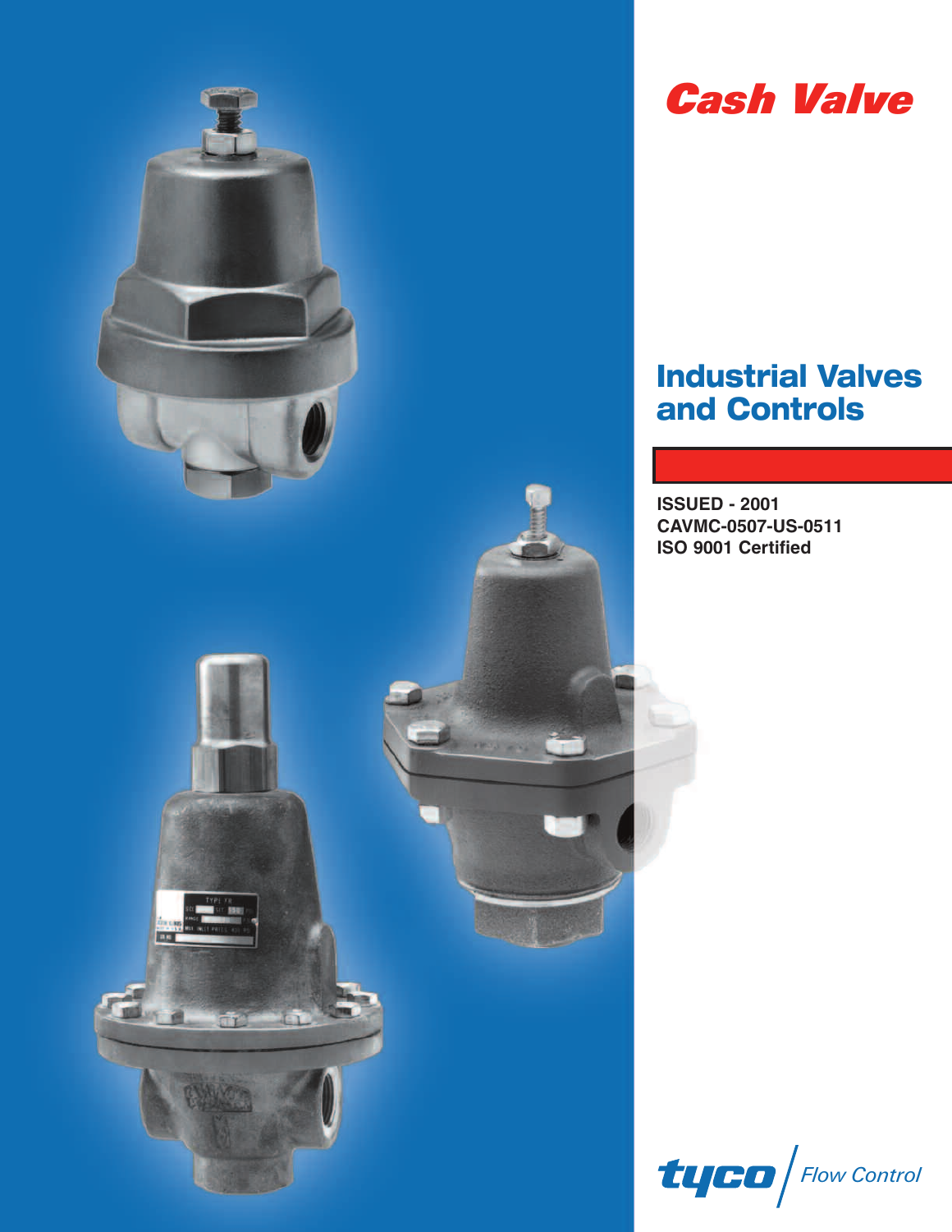# Cash Valve

## Industrial Valves and Controls

**ISSUED - 2001**
**CAVMC-0507-US-0511**
**ISO 9001 Certified**

tyco | Flow Control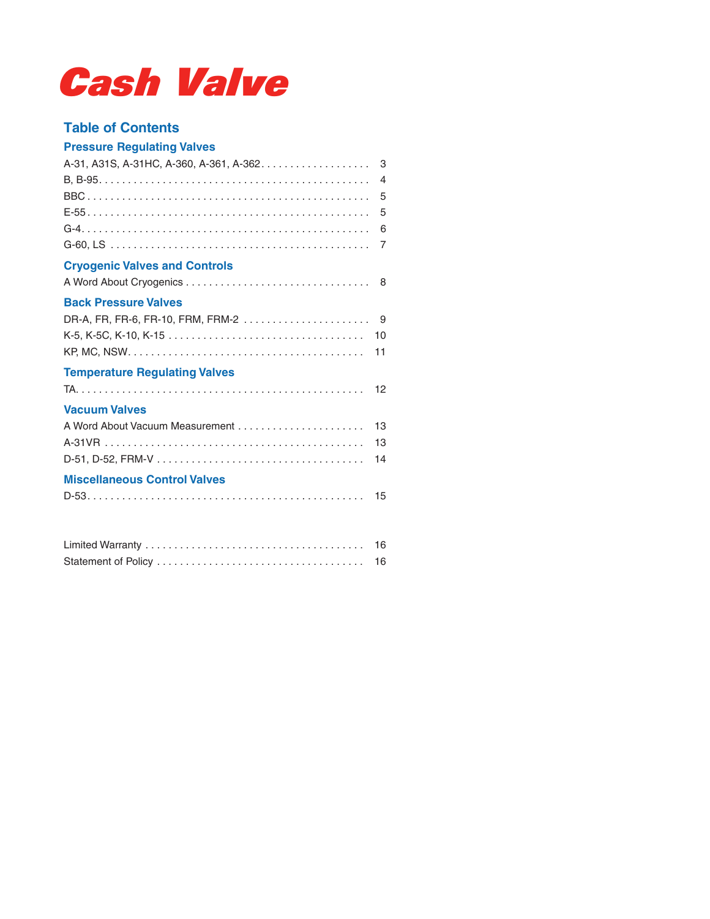# Cash Valve

## Table of Contents

### Pressure Regulating Valves

| | |
|---|---|
| A-31, A31S, A-31HC, A-360, A-361, A-362 | 3 |
| B, B-95 | 4 |
| BBC | 5 |
| E-55 | 5 |
| G-4 | 6 |
| G-60, LS | 7 |

### Cryogenic Valves and Controls

| | |
|---|---|
| A Word About Cryogenics | 8 |

### Back Pressure Valves

| | |
|---|---|
| DR-A, FR, FR-6, FR-10, FRM, FRM-2 | 9 |
| K-5, K-5C, K-10, K-15 | 10 |
| KP, MC, NSW | 11 |

### Temperature Regulating Valves

| | |
|---|---|
| TA | 12 |

### Vacuum Valves

| | |
|---|---|
| A Word About Vacuum Measurement | 13 |
| A-31VR | 13 |
| D-51, D-52, FRM-V | 14 |

### Miscellaneous Control Valves

| | |
|---|---|
| D-53 | 15 |

| | |
|---|---|
| Limited Warranty | 16 |
| Statement of Policy | 16 |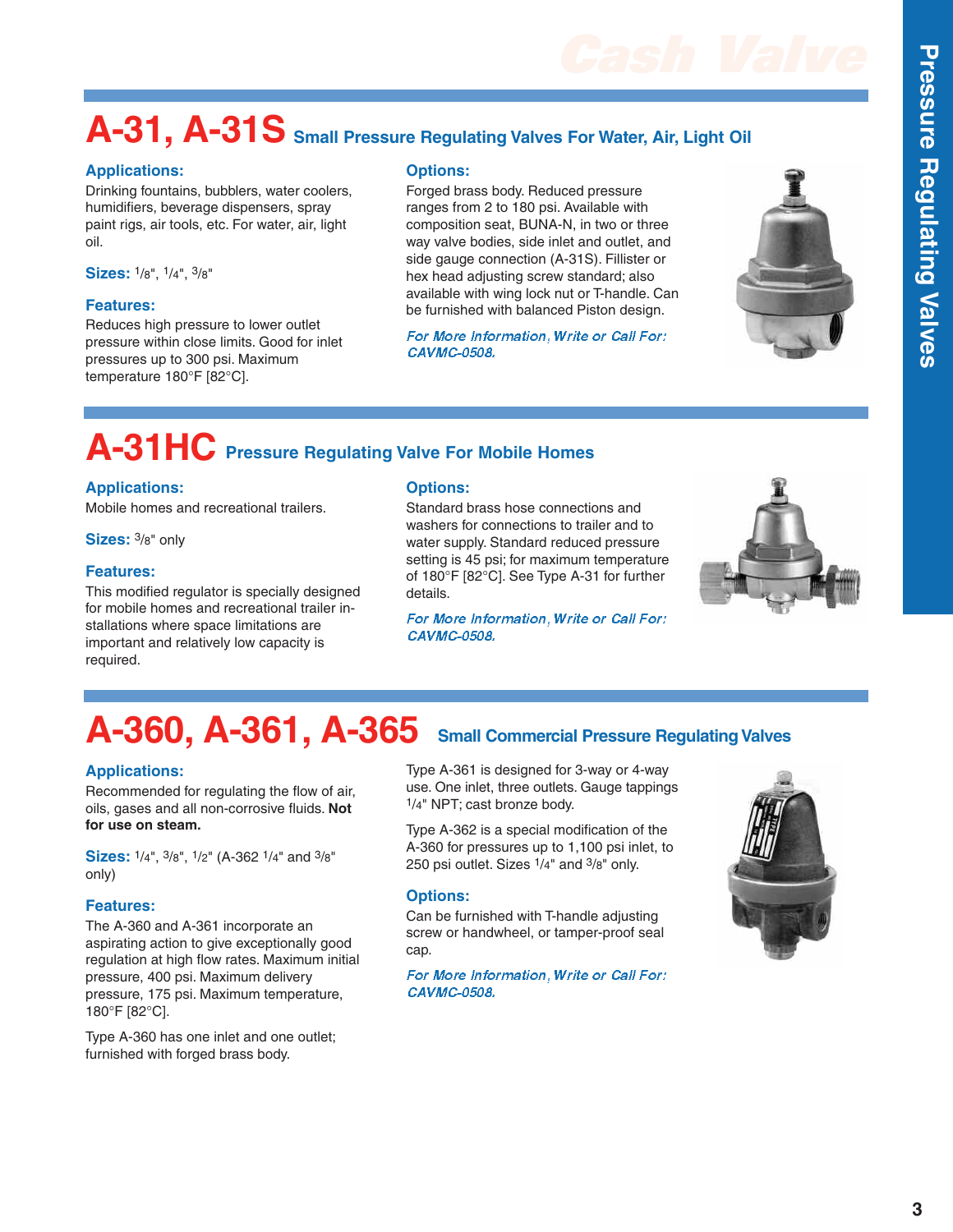## A-31, A-31S Small Pressure Regulating Valves For Water, Air, Light Oil

### Applications:

Drinking fountains, bubblers, water coolers, humidifiers, beverage dispensers, spray paint rigs, air tools, etc. For water, air, light oil.

**Sizes:** 1/8", 1/4", 3/8"

### Features:

Reduces high pressure to lower outlet pressure within close limits. Good for inlet pressures up to 300 psi. Maximum temperature 180°F [82°C].

### Options:

Forged brass body. Reduced pressure ranges from 2 to 180 psi. Available with composition seat, BUNA-N, in two or three way valve bodies, side inlet and outlet, and side gauge connection (A-31S). Fillister or hex head adjusting screw standard; also available with wing lock nut or T-handle. Can be furnished with balanced Piston design.

*For More Information, Write or Call For: CAVMC-0508.*

## A-31HC Pressure Regulating Valve For Mobile Homes

### Applications:

Mobile homes and recreational trailers.

**Sizes:** 3/8" only

### Features:

This modified regulator is specially designed for mobile homes and recreational trailer installations where space limitations are important and relatively low capacity is required.

### Options:

Standard brass hose connections and washers for connections to trailer and to water supply. Standard reduced pressure setting is 45 psi; for maximum temperature of 180°F [82°C]. See Type A-31 for further details.

*For More Information, Write or Call For: CAVMC-0508.*

## A-360, A-361, A-365 Small Commercial Pressure Regulating Valves

### Applications:

Recommended for regulating the flow of air, oils, gases and all non-corrosive fluids. **Not for use on steam.**

**Sizes:** 1/4", 3/8", 1/2" (A-362 1/4" and 3/8" only)

### Features:

The A-360 and A-361 incorporate an aspirating action to give exceptionally good regulation at high flow rates. Maximum initial pressure, 400 psi. Maximum delivery pressure, 175 psi. Maximum temperature, 180°F [82°C].

Type A-360 has one inlet and one outlet; furnished with forged brass body.

Type A-361 is designed for 3-way or 4-way use. One inlet, three outlets. Gauge tappings 1/4" NPT; cast bronze body.

Type A-362 is a special modification of the A-360 for pressures up to 1,100 psi inlet, to 250 psi outlet. Sizes 1/4" and 3/8" only.

### Options:

Can be furnished with T-handle adjusting screw or handwheel, or tamper-proof seal cap.

*For More Information, Write or Call For: CAVMC-0508.*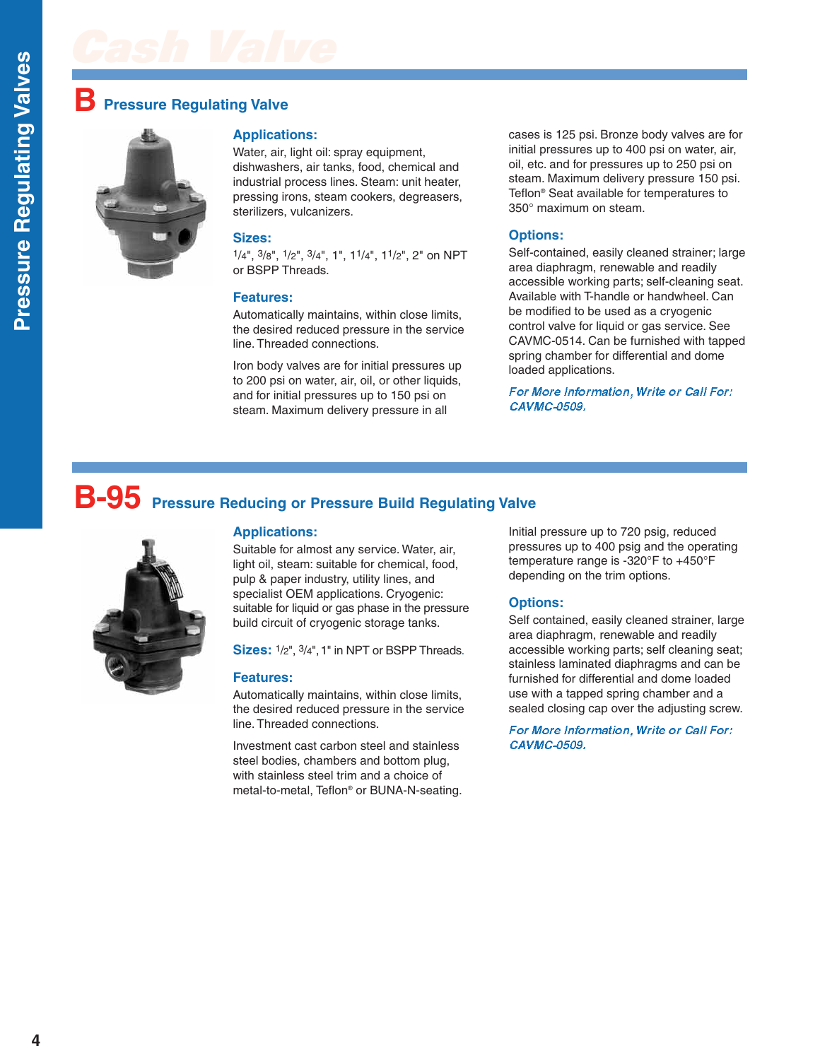# Cash Valve

## B Pressure Regulating Valve

### Applications:

Water, air, light oil: spray equipment, dishwashers, air tanks, food, chemical and industrial process lines. Steam: unit heater, pressing irons, steam cookers, degreasers, sterilizers, vulcanizers.

### Sizes:

1/4", 3/8", 1/2", 3/4", 1", 1 1/4", 1 1/2", 2" on NPT or BSPP Threads.

### Features:

Automatically maintains, within close limits, the desired reduced pressure in the service line. Threaded connections.

Iron body valves are for initial pressures up to 200 psi on water, air, oil, or other liquids, and for initial pressures up to 150 psi on steam. Maximum delivery pressure in all cases is 125 psi. Bronze body valves are for initial pressures up to 400 psi on water, air, oil, etc. and for pressures up to 250 psi on steam. Maximum delivery pressure 150 psi. Teflon® Seat available for temperatures to 350° maximum on steam.

### Options:

Self-contained, easily cleaned strainer; large area diaphragm, renewable and readily accessible working parts; self-cleaning seat. Available with T-handle or handwheel. Can be modified to be used as a cryogenic control valve for liquid or gas service. See CAVMC-0514. Can be furnished with tapped spring chamber for differential and dome loaded applications.

*For More Information, Write or Call For: CAVMC-0509.*

## B-95 Pressure Reducing or Pressure Build Regulating Valve

### Applications:

Suitable for almost any service. Water, air, light oil, steam: suitable for chemical, food, pulp & paper industry, utility lines, and specialist OEM applications. Cryogenic: suitable for liquid or gas phase in the pressure build circuit of cryogenic storage tanks.

### Sizes:

1/2", 3/4", 1" in NPT or BSPP Threads.

### Features:

Automatically maintains, within close limits, the desired reduced pressure in the service line. Threaded connections.

Investment cast carbon steel and stainless steel bodies, chambers and bottom plug, with stainless steel trim and a choice of metal-to-metal, Teflon® or BUNA-N-seating.

Initial pressure up to 720 psig, reduced pressures up to 400 psig and the operating temperature range is -320°F to +450°F depending on the trim options.

### Options:

Self contained, easily cleaned strainer, large area diaphragm, renewable and readily accessible working parts; self cleaning seat; stainless laminated diaphragms and can be furnished for differential and dome loaded use with a tapped spring chamber and a sealed closing cap over the adjusting screw.

*For More Information, Write or Call For: CAVMC-0509.*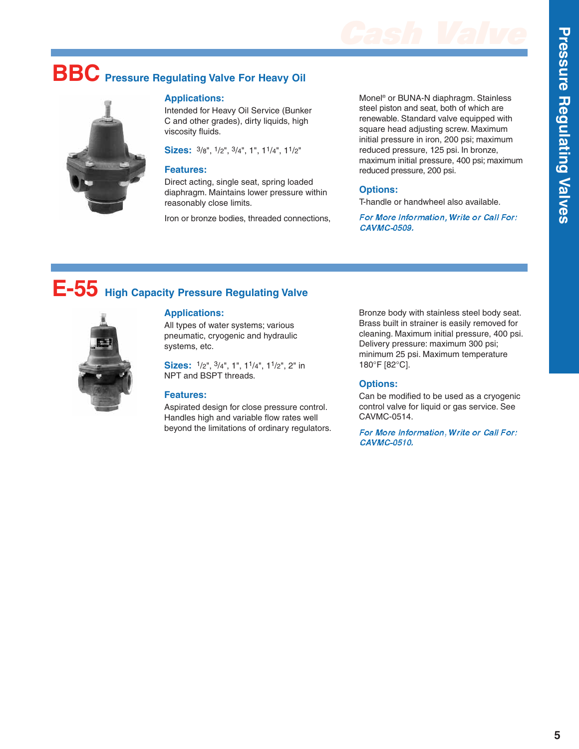## BBC Pressure Regulating Valve For Heavy Oil

### Applications:

Intended for Heavy Oil Service (Bunker C and other grades), dirty liquids, high viscosity fluids.

**Sizes:** 3/8", 1/2", 3/4", 1", 1 1/4", 1 1/2"

### Features:

Direct acting, single seat, spring loaded diaphragm. Maintains lower pressure within reasonably close limits.

Iron or bronze bodies, threaded connections, Monel® or BUNA-N diaphragm. Stainless steel piston and seat, both of which are renewable. Standard valve equipped with square head adjusting screw. Maximum initial pressure in iron, 200 psi; maximum reduced pressure, 125 psi. In bronze, maximum initial pressure, 400 psi; maximum reduced pressure, 200 psi.

### Options:

T-handle or handwheel also available.

*For More Information, Write or Call For: CAVMC-0509.*

## E-55 High Capacity Pressure Regulating Valve

### Applications:

All types of water systems; various pneumatic, cryogenic and hydraulic systems, etc.

**Sizes:** 1/2", 3/4", 1", 1 1/4", 1 1/2", 2" in NPT and BSPT threads.

### Features:

Aspirated design for close pressure control. Handles high and variable flow rates well beyond the limitations of ordinary regulators.

Bronze body with stainless steel body seat. Brass built in strainer is easily removed for cleaning. Maximum initial pressure, 400 psi. Delivery pressure: maximum 300 psi; minimum 25 psi. Maximum temperature 180°F [82°C].

### Options:

Can be modified to be used as a cryogenic control valve for liquid or gas service. See CAVMC-0514.

*For More Information, Write or Call For: CAVMC-0510.*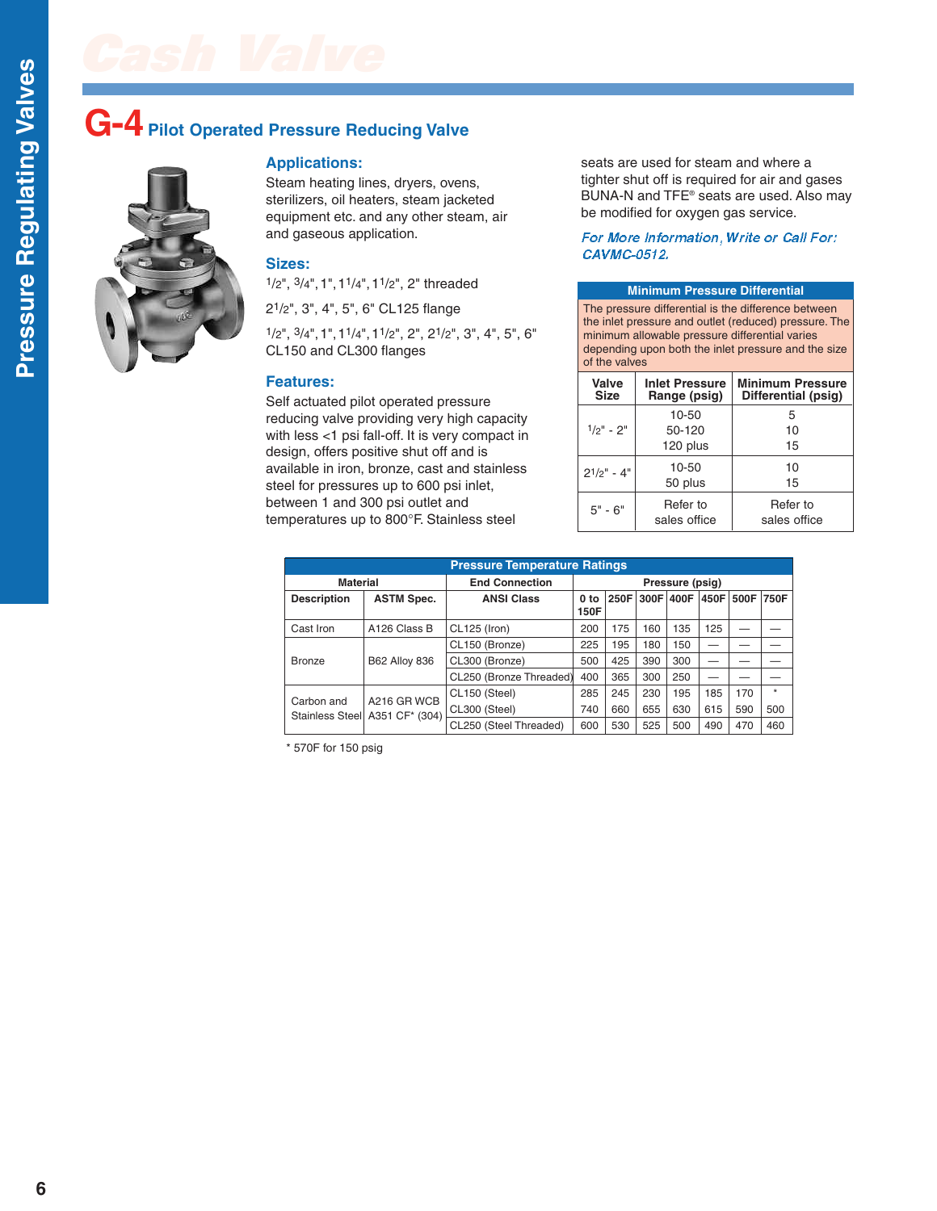# G-4 Pilot Operated Pressure Reducing Valve

## Applications:

Steam heating lines, dryers, ovens, sterilizers, oil heaters, steam jacketed equipment etc. and any other steam, air and gaseous application.

## Sizes:

1/2", 3/4", 1", 1 1/4", 1 1/2", 2" threaded

2 1/2", 3", 4", 5", 6" CL125 flange

1/2", 3/4", 1", 1 1/4", 1 1/2", 2", 2 1/2", 3", 4", 5", 6" CL150 and CL300 flanges

## Features:

Self actuated pilot operated pressure reducing valve providing very high capacity with less <1 psi fall-off. It is very compact in design, offers positive shut off and is available in iron, bronze, cast and stainless steel for pressures up to 600 psi inlet, between 1 and 300 psi outlet and temperatures up to 800°F. Stainless steel seats are used for steam and where a tighter shut off is required for air and gases BUNA-N and TFE® seats are used. Also may be modified for oxygen gas service.

*For More Information, Write or Call For: CAVMC-0512.*

**Minimum Pressure Differential**

The pressure differential is the difference between the inlet pressure and outlet (reduced) pressure. The minimum allowable pressure differential varies depending upon both the inlet pressure and the size of the valves

| Valve Size | Inlet Pressure Range (psig) | Minimum Pressure Differential (psig) |
|---|---|---|
| 1/2" - 2" | 10-50<br>50-120<br>120 plus | 5<br>10<br>15 |
| 2 1/2" - 4" | 10-50<br>50 plus | 10<br>15 |
| 5" - 6" | Refer to sales office | Refer to sales office |

**Pressure Temperature Ratings**

| Material | | End Connection | Pressure (psig) | | | | | | |
|---|---|---|---|---|---|---|---|---|---|
| Description | ASTM Spec. | ANSI Class | 0 to 150F | 250F | 300F | 400F | 450F | 500F | 750F |
| Cast Iron | A126 Class B | CL125 (Iron) | 200 | 175 | 160 | 135 | 125 | — | — |
| Bronze | B62 Alloy 836 | CL150 (Bronze) | 225 | 195 | 180 | 150 | — | — | — |
| | | CL300 (Bronze) | 500 | 425 | 390 | 300 | — | — | — |
| | | CL250 (Bronze Threaded) | 400 | 365 | 300 | 250 | — | — | — |
| Carbon and Stainless Steel | A216 GR WCB A351 CF* (304) | CL150 (Steel) | 285 | 245 | 230 | 195 | 185 | 170 | * |
| | | CL300 (Steel) | 740 | 660 | 655 | 630 | 615 | 590 | 500 |
| | | CL250 (Steel Threaded) | 600 | 530 | 525 | 500 | 490 | 470 | 460 |

\* 570F for 150 psig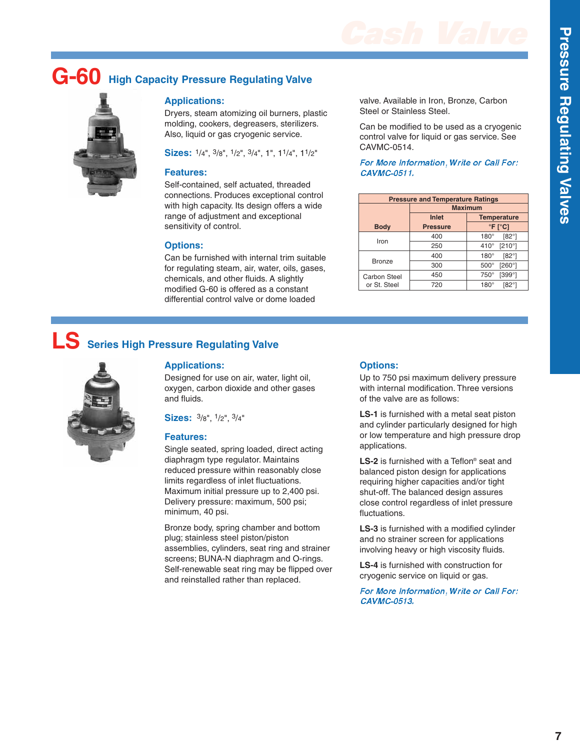# G-60 High Capacity Pressure Regulating Valve

### Applications:

Dryers, steam atomizing oil burners, plastic molding, cookers, degreasers, sterilizers. Also, liquid or gas cryogenic service.

### Sizes: 1/4", 3/8", 1/2", 3/4", 1", 1 1/4", 1 1/2"

### Features:

Self-contained, self actuated, threaded connections. Produces exceptional control with high capacity. Its design offers a wide range of adjustment and exceptional sensitivity of control.

### Options:

Can be furnished with internal trim suitable for regulating steam, air, water, oils, gases, chemicals, and other fluids. A slightly modified G-60 is offered as a constant differential control valve or dome loaded valve. Available in Iron, Bronze, Carbon Steel or Stainless Steel.

Can be modified to be used as a cryogenic control valve for liquid or gas service. See CAVMC-0514.

*For More Information, Write or Call For: CAVMC-0511.*

| Pressure and Temperature Ratings | | |
|---|---|---|
| | Maximum | |
| | Inlet | Temperature |
| Body | Pressure | °F [°C] |
| Iron | 400 | 180° [82°] |
| | 250 | 410° [210°] |
| Bronze | 400 | 180° [82°] |
| | 300 | 500° [260°] |
| Carbon Steel or St. Steel | 450 | 750° [399°] |
| | 720 | 180° [82°] |

# LS Series High Pressure Regulating Valve

### Applications:

Designed for use on air, water, light oil, oxygen, carbon dioxide and other gases and fluids.

### Sizes: 3/8", 1/2", 3/4"

### Features:

Single seated, spring loaded, direct acting diaphragm type regulator. Maintains reduced pressure within reasonably close limits regardless of inlet fluctuations. Maximum initial pressure up to 2,400 psi. Delivery pressure: maximum, 500 psi; minimum, 40 psi.

Bronze body, spring chamber and bottom plug; stainless steel piston/piston assemblies, cylinders, seat ring and strainer screens; BUNA-N diaphragm and O-rings. Self-renewable seat ring may be flipped over and reinstalled rather than replaced.

### Options:

Up to 750 psi maximum delivery pressure with internal modification. Three versions of the valve are as follows:

**LS-1** is furnished with a metal seat piston and cylinder particularly designed for high or low temperature and high pressure drop applications.

**LS-2** is furnished with a Teflon® seat and balanced piston design for applications requiring higher capacities and/or tight shut-off. The balanced design assures close control regardless of inlet pressure fluctuations.

**LS-3** is furnished with a modified cylinder and no strainer screen for applications involving heavy or high viscosity fluids.

**LS-4** is furnished with construction for cryogenic service on liquid or gas.

*For More Information, Write or Call For: CAVMC-0513.*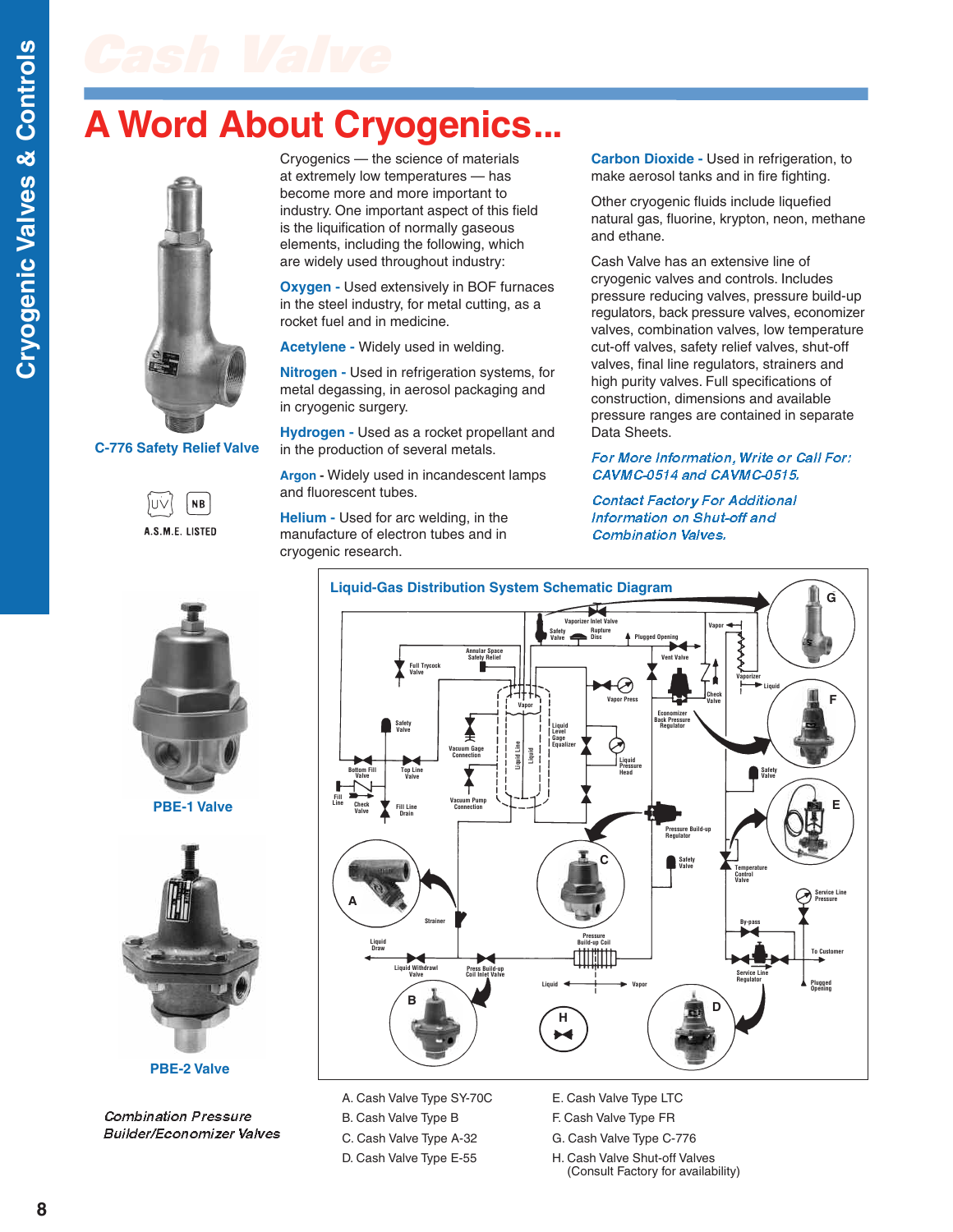# A Word About Cryogenics...

Cryogenics — the science of materials at extremely low temperatures — has become more and more important to industry. One important aspect of this field is the liquification of normally gaseous elements, including the following, which are widely used throughout industry:

**Oxygen -** Used extensively in BOF furnaces in the steel industry, for metal cutting, as a rocket fuel and in medicine.

**Acetylene -** Widely used in welding.

**Nitrogen -** Used in refrigeration systems, for metal degassing, in aerosol packaging and in cryogenic surgery.

**Hydrogen -** Used as a rocket propellant and in the production of several metals.

**Argon -** Widely used in incandescent lamps and fluorescent tubes.

**Helium -** Used for arc welding, in the manufacture of electron tubes and in cryogenic research.

**Carbon Dioxide -** Used in refrigeration, to make aerosol tanks and in fire fighting.

Other cryogenic fluids include liquefied natural gas, fluorine, krypton, neon, methane and ethane.

Cash Valve has an extensive line of cryogenic valves and controls. Includes pressure reducing valves, pressure build-up regulators, back pressure valves, economizer valves, combination valves, low temperature cut-off valves, safety relief valves, shut-off valves, final line regulators, strainers and high purity valves. Full specifications of construction, dimensions and available pressure ranges are contained in separate Data Sheets.

*For More Information, Write or Call For: CAVMC-0514 and CAVMC-0515.*

*Contact Factory For Additional Information on Shut-off and Combination Valves.*

C-776 Safety Relief Valve

A.S.M.E. LISTED

PBE-1 Valve

PBE-2 Valve

*Combination Pressure Builder/Economizer Valves*

## Liquid-Gas Distribution System Schematic Diagram

A. Cash Valve Type SY-70C
B. Cash Valve Type B
C. Cash Valve Type A-32
D. Cash Valve Type E-55
E. Cash Valve Type LTC
F. Cash Valve Type FR
G. Cash Valve Type C-776
H. Cash Valve Shut-off Valves (Consult Factory for availability)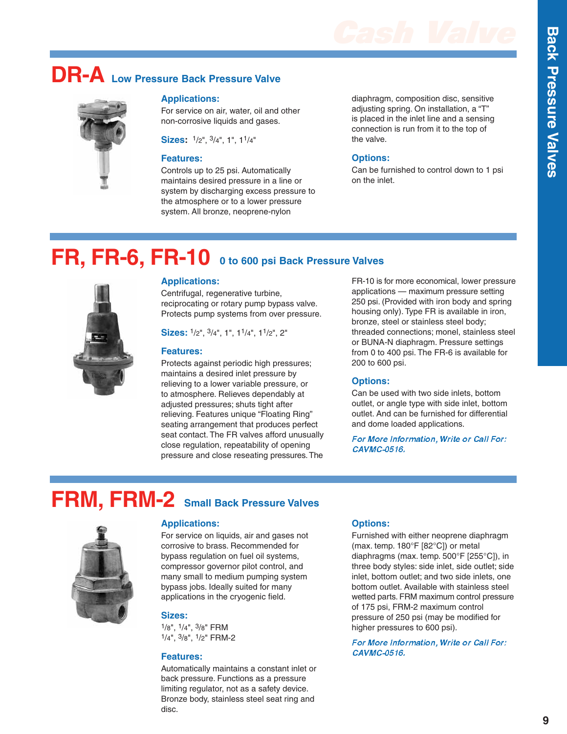## DR-A Low Pressure Back Pressure Valve

### Applications:

For service on air, water, oil and other non-corrosive liquids and gases.

**Sizes:** 1/2", 3/4", 1", 1 1/4"

### Features:

Controls up to 25 psi. Automatically maintains desired pressure in a line or system by discharging excess pressure to the atmosphere or to a lower pressure system. All bronze, neoprene-nylon diaphragm, composition disc, sensitive adjusting spring. On installation, a "T" is placed in the inlet line and a sensing connection is run from it to the top of the valve.

### Options:

Can be furnished to control down to 1 psi on the inlet.

## FR, FR-6, FR-10 0 to 600 psi Back Pressure Valves

### Applications:

Centrifugal, regenerative turbine, reciprocating or rotary pump bypass valve. Protects pump systems from over pressure.

**Sizes:** 1/2", 3/4", 1", 1 1/4", 1 1/2", 2"

### Features:

Protects against periodic high pressures; maintains a desired inlet pressure by relieving to a lower variable pressure, or to atmosphere. Relieves dependably at adjusted pressures; shuts tight after relieving. Features unique "Floating Ring" seating arrangement that produces perfect seat contact. The FR valves afford unusually close regulation, repeatability of opening pressure and close reseating pressures. The FR-10 is for more economical, lower pressure applications — maximum pressure setting 250 psi. (Provided with iron body and spring housing only). Type FR is available in iron, bronze, steel or stainless steel body; threaded connections; monel, stainless steel or BUNA-N diaphragm. Pressure settings from 0 to 400 psi. The FR-6 is available for 200 to 600 psi.

### Options:

Can be used with two side inlets, bottom outlet, or angle type with side inlet, bottom outlet. And can be furnished for differential and dome loaded applications.

*For More Information, Write or Call For: CAVMC-0516.*

## FRM, FRM-2 Small Back Pressure Valves

### Applications:

For service on liquids, air and gases not corrosive to brass. Recommended for bypass regulation on fuel oil systems, compressor governor pilot control, and many small to medium pumping system bypass jobs. Ideally suited for many applications in the cryogenic field.

### Sizes:

1/8", 1/4", 3/8" FRM
1/4", 3/8", 1/2" FRM-2

### Features:

Automatically maintains a constant inlet or back pressure. Functions as a pressure limiting regulator, not as a safety device. Bronze body, stainless steel seat ring and disc.

### Options:

Furnished with either neoprene diaphragm (max. temp. 180°F [82°C]) or metal diaphragms (max. temp. 500°F [255°C]), in three body styles: side inlet, side outlet; side inlet, bottom outlet; and two side inlets, one bottom outlet. Available with stainless steel wetted parts. FRM maximum control pressure of 175 psi, FRM-2 maximum control pressure of 250 psi (may be modified for higher pressures to 600 psi).

*For More Information, Write or Call For: CAVMC-0516.*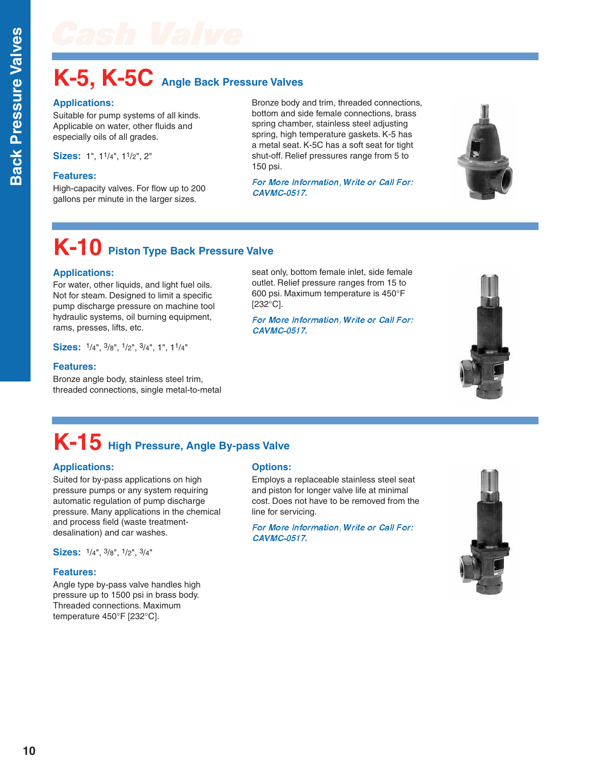# Cash Valve

## K-5, K-5C Angle Back Pressure Valves

**Applications:**
Suitable for pump systems of all kinds. Applicable on water, other fluids and especially oils of all grades.

**Sizes:** 1", 1 1/4", 1 1/2", 2"

**Features:**
High-capacity valves. For flow up to 200 gallons per minute in the larger sizes.

Bronze body and trim, threaded connections, bottom and side female connections, brass spring chamber, stainless steel adjusting spring, high temperature gaskets. K-5 has a metal seat. K-5C has a soft seat for tight shut-off. Relief pressures range from 5 to 150 psi.

*For More Information, Write or Call For: CAVMC-0517.*

## K-10 Piston Type Back Pressure Valve

**Applications:**
For water, other liquids, and light fuel oils. Not for steam. Designed to limit a specific pump discharge pressure on machine tool hydraulic systems, oil burning equipment, rams, presses, lifts, etc.

**Sizes:** 1/4", 3/8", 1/2", 3/4", 1", 1 1/4"

**Features:**
Bronze angle body, stainless steel trim, threaded connections, single metal-to-metal seat only, bottom female inlet, side female outlet. Relief pressure ranges from 15 to 600 psi. Maximum temperature is 450°F [232°C].

*For More Information, Write or Call For: CAVMC-0517.*

## K-15 High Pressure, Angle By-pass Valve

**Applications:**
Suited for by-pass applications on high pressure pumps or any system requiring automatic regulation of pump discharge pressure. Many applications in the chemical and process field (waste treatment-desalination) and car washes.

**Sizes:** 1/4", 3/8", 1/2", 3/4"

**Features:**
Angle type by-pass valve handles high pressure up to 1500 psi in brass body. Threaded connections. Maximum temperature 450°F [232°C].

**Options:**
Employs a replaceable stainless steel seat and piston for longer valve life at minimal cost. Does not have to be removed from the line for servicing.

*For More Information, Write or Call For: CAVMC-0517.*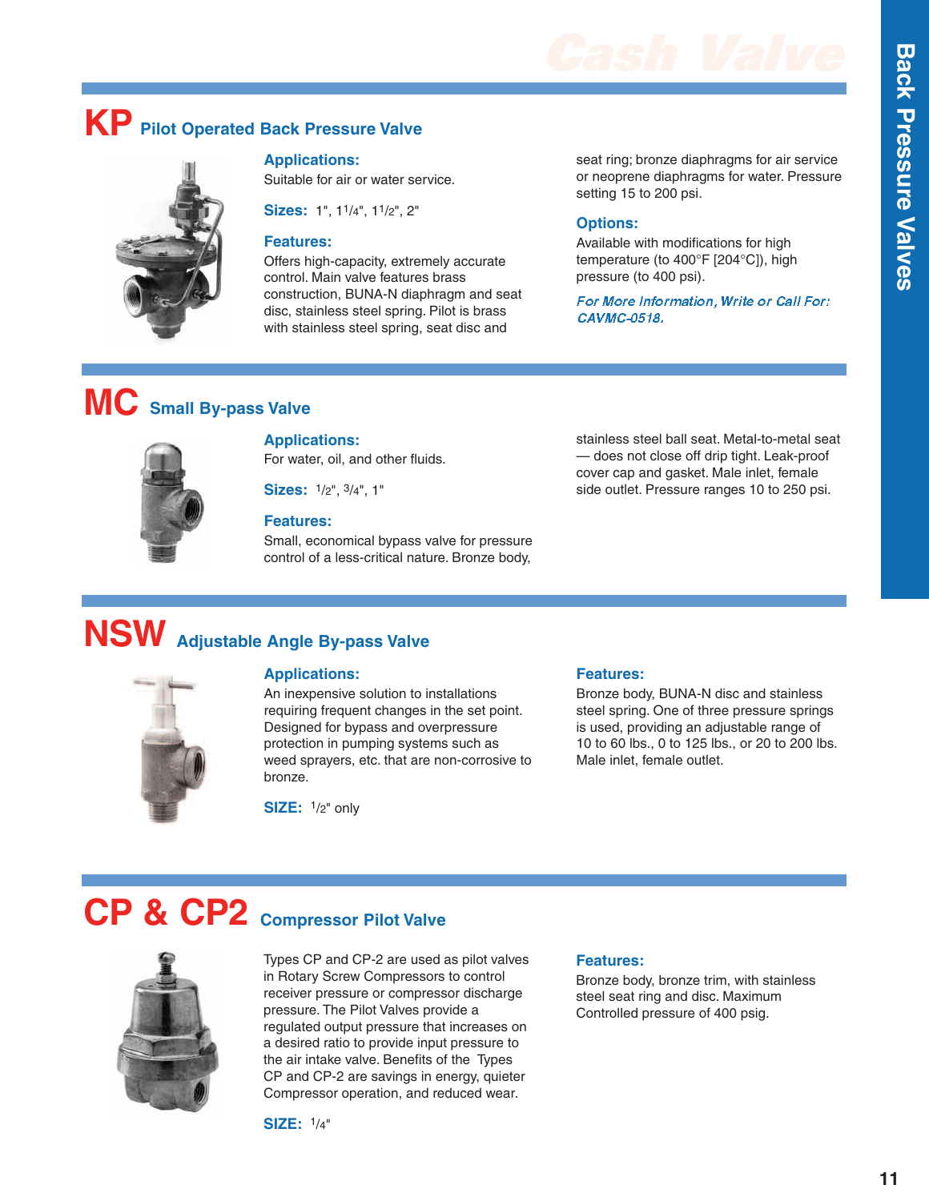## KP Pilot Operated Back Pressure Valve

**Applications:**
Suitable for air or water service.

**Sizes:** 1", 1 1/4", 1 1/2", 2"

**Features:**
Offers high-capacity, extremely accurate control. Main valve features brass construction, BUNA-N diaphragm and seat disc, stainless steel spring. Pilot is brass with stainless steel spring, seat disc and seat ring; bronze diaphragms for air service or neoprene diaphragms for water. Pressure setting 15 to 200 psi.

**Options:**
Available with modifications for high temperature (to 400°F [204°C]), high pressure (to 400 psi).

*For More Information, Write or Call For: CAVMC-0518.*

## MC Small By-pass Valve

**Applications:**
For water, oil, and other fluids.

**Sizes:** 1/2", 3/4", 1"

**Features:**
Small, economical bypass valve for pressure control of a less-critical nature. Bronze body, stainless steel ball seat. Metal-to-metal seat — does not close off drip tight. Leak-proof cover cap and gasket. Male inlet, female side outlet. Pressure ranges 10 to 250 psi.

## NSW Adjustable Angle By-pass Valve

**Applications:**
An inexpensive solution to installations requiring frequent changes in the set point. Designed for bypass and overpressure protection in pumping systems such as weed sprayers, etc. that are non-corrosive to bronze.

**SIZE:** 1/2" only

**Features:**
Bronze body, BUNA-N disc and stainless steel spring. One of three pressure springs is used, providing an adjustable range of 10 to 60 lbs., 0 to 125 lbs., or 20 to 200 lbs. Male inlet, female outlet.

## CP & CP2 Compressor Pilot Valve

Types CP and CP-2 are used as pilot valves in Rotary Screw Compressors to control receiver pressure or compressor discharge pressure. The Pilot Valves provide a regulated output pressure that increases on a desired ratio to provide input pressure to the air intake valve. Benefits of the Types CP and CP-2 are savings in energy, quieter Compressor operation, and reduced wear.

**SIZE:** 1/4"

**Features:**
Bronze body, bronze trim, with stainless steel seat ring and disc. Maximum Controlled pressure of 400 psig.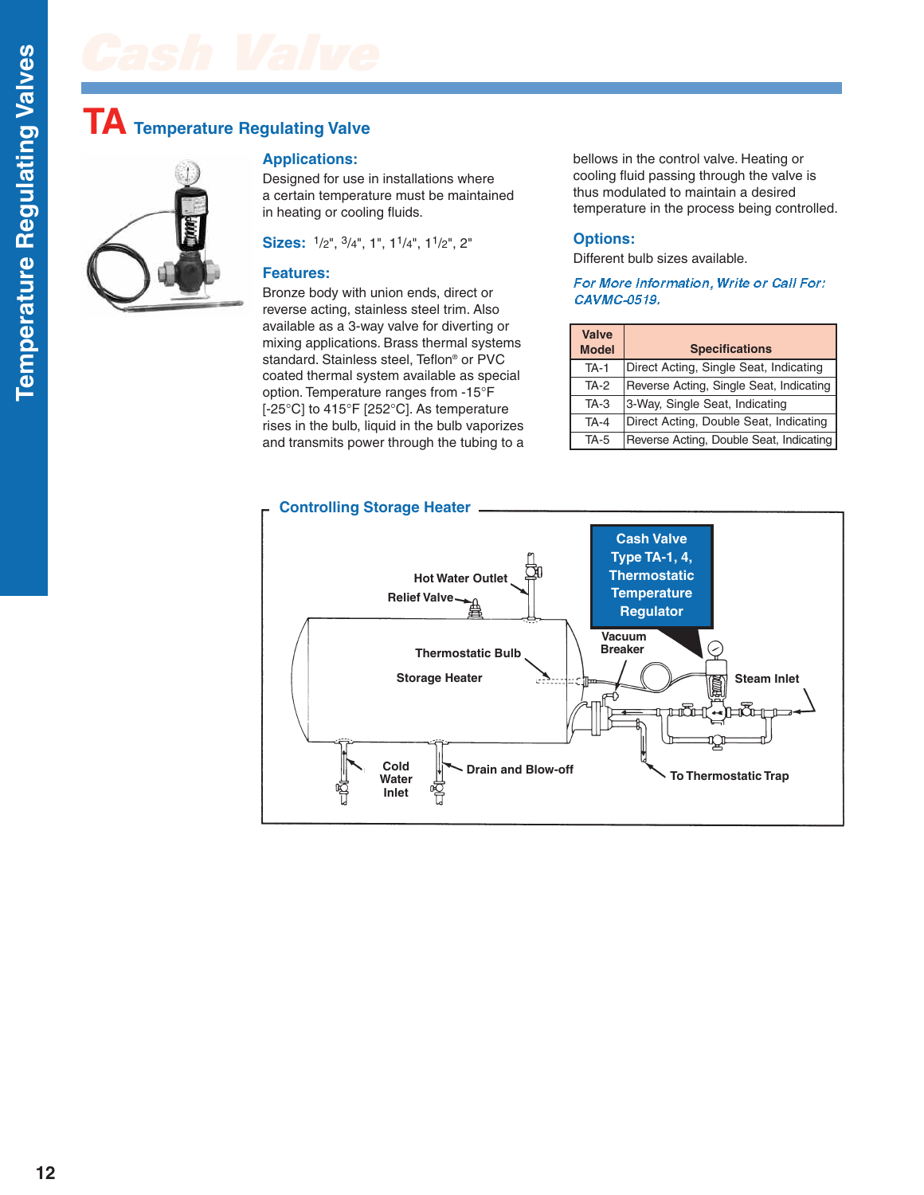# TA Temperature Regulating Valve

## Applications:

Designed for use in installations where a certain temperature must be maintained in heating or cooling fluids.

**Sizes:** 1/2", 3/4", 1", 1 1/4", 1 1/2", 2"

## Features:

Bronze body with union ends, direct or reverse acting, stainless steel trim. Also available as a 3-way valve for diverting or mixing applications. Brass thermal systems standard. Stainless steel, Teflon® or PVC coated thermal system available as special option. Temperature ranges from -15°F [-25°C] to 415°F [252°C]. As temperature rises in the bulb, liquid in the bulb vaporizes and transmits power through the tubing to a bellows in the control valve. Heating or cooling fluid passing through the valve is thus modulated to maintain a desired temperature in the process being controlled.

## Options:

Different bulb sizes available.

*For More Information, Write or Call For: CAVMC-0519.*

| Valve Model | Specifications |
|---|---|
| TA-1 | Direct Acting, Single Seat, Indicating |
| TA-2 | Reverse Acting, Single Seat, Indicating |
| TA-3 | 3-Way, Single Seat, Indicating |
| TA-4 | Direct Acting, Double Seat, Indicating |
| TA-5 | Reverse Acting, Double Seat, Indicating |

## Controlling Storage Heater

Hot Water Outlet
Relief Valve
Thermostatic Bulb
Storage Heater
Cash Valve Type TA-1, 4, Thermostatic Temperature Regulator
Vacuum Breaker
Steam Inlet
Cold Water Inlet
Drain and Blow-off
To Thermostatic Trap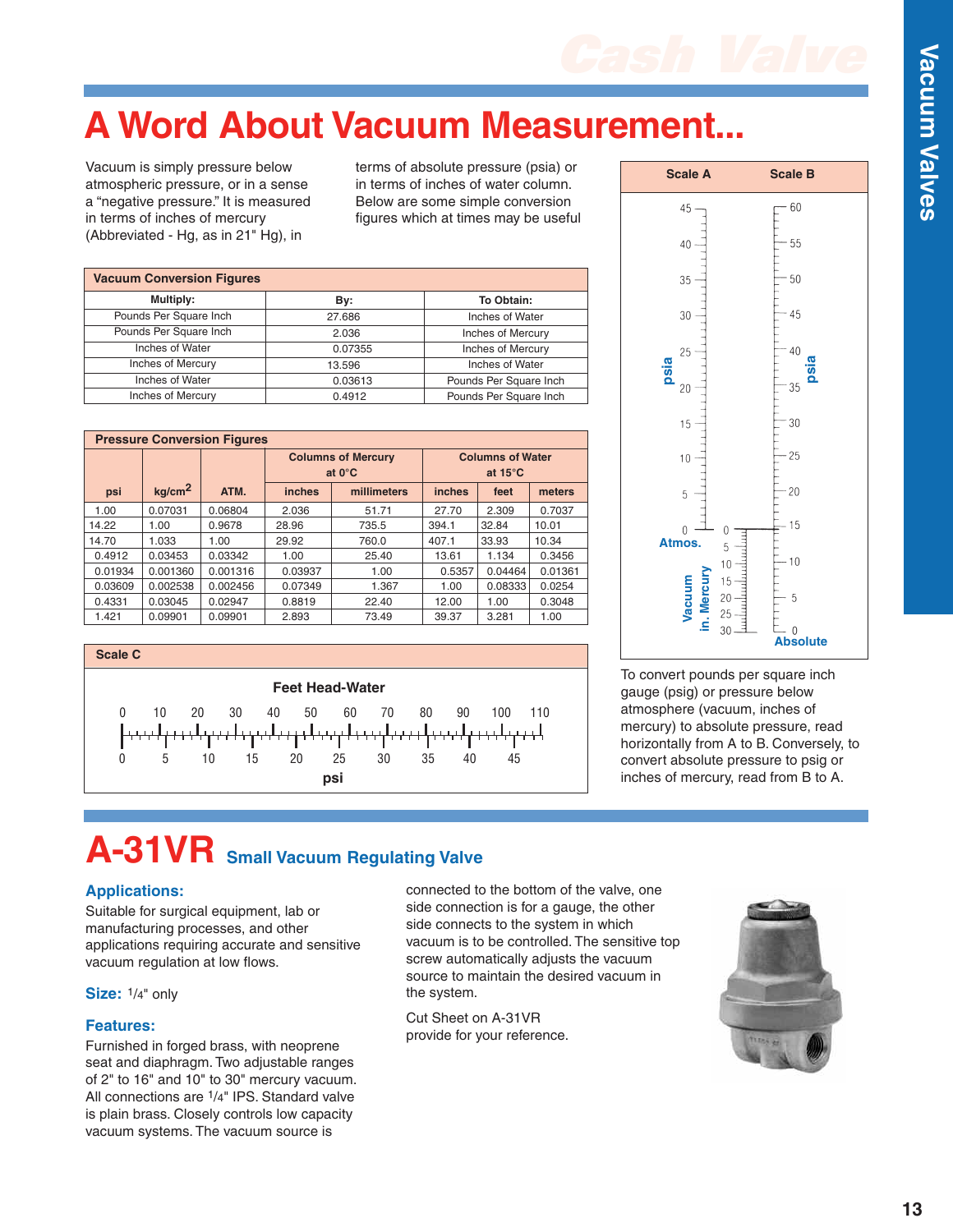# A Word About Vacuum Measurement...

Vacuum is simply pressure below atmospheric pressure, or in a sense a "negative pressure." It is measured in terms of inches of mercury (Abbreviated - Hg, as in 21" Hg), in terms of absolute pressure (psia) or in terms of inches of water column. Below are some simple conversion figures which at times may be useful

**Vacuum Conversion Figures**

| Multiply: | By: | To Obtain: |
|---|---|---|
| Pounds Per Square Inch | 27.686 | Inches of Water |
| Pounds Per Square Inch | 2.036 | Inches of Mercury |
| Inches of Water | 0.07355 | Inches of Mercury |
| Inches of Mercury | 13.596 | Inches of Water |
| Inches of Water | 0.03613 | Pounds Per Square Inch |
| Inches of Mercury | 0.4912 | Pounds Per Square Inch |

**Pressure Conversion Figures**

| | | | Columns of Mercury at 0°C | | Columns of Water at 15°C | | |
|---|---|---|---|---|---|---|---|
| psi | kg/cm² | ATM. | inches | millimeters | inches | feet | meters |
| 1.00 | 0.07031 | 0.06804 | 2.036 | 51.71 | 27.70 | 2.309 | 0.7037 |
| 14.22 | 1.00 | 0.9678 | 28.96 | 735.5 | 394.1 | 32.84 | 10.01 |
| 14.70 | 1.033 | 1.00 | 29.92 | 760.0 | 407.1 | 33.93 | 10.34 |
| 0.4912 | 0.03453 | 0.03342 | 1.00 | 25.40 | 13.61 | 1.134 | 0.3456 |
| 0.01934 | 0.001360 | 0.001316 | 0.03937 | 1.00 | 0.5357 | 0.04464 | 0.01361 |
| 0.03609 | 0.002538 | 0.002456 | 0.07349 | 1.367 | 1.00 | 0.08333 | 0.0254 |
| 0.4331 | 0.03045 | 0.02947 | 0.8819 | 22.40 | 12.00 | 1.00 | 0.3048 |
| 1.421 | 0.09901 | 0.09901 | 2.893 | 73.49 | 39.37 | 3.281 | 1.00 |

**Scale C**

Feet Head-Water: 0, 10, 20, 30, 40, 50, 60, 70, 80, 90, 100, 110

psi: 0, 5, 10, 15, 20, 25, 30, 35, 40, 45

**Scale A / Scale B**

Scale A (psia): 0 (Atmos.) – 45; Vacuum in. Mercury: 0 – 30

Scale B (psia): 0 (Absolute) – 60

To convert pounds per square inch gauge (psig) or pressure below atmosphere (vacuum, inches of mercury) to absolute pressure, read horizontally from A to B. Conversely, to convert absolute pressure to psig or inches of mercury, read from B to A.

# A-31VR Small Vacuum Regulating Valve

## Applications:

Suitable for surgical equipment, lab or manufacturing processes, and other applications requiring accurate and sensitive vacuum regulation at low flows.

**Size:** 1/4" only

## Features:

Furnished in forged brass, with neoprene seat and diaphragm. Two adjustable ranges of 2" to 16" and 10" to 30" mercury vacuum. All connections are 1/4" IPS. Standard valve is plain brass. Closely controls low capacity vacuum systems. The vacuum source is connected to the bottom of the valve, one side connection is for a gauge, the other side connects to the system in which vacuum is to be controlled. The sensitive top screw automatically adjusts the vacuum source to maintain the desired vacuum in the system.

Cut Sheet on A-31VR provide for your reference.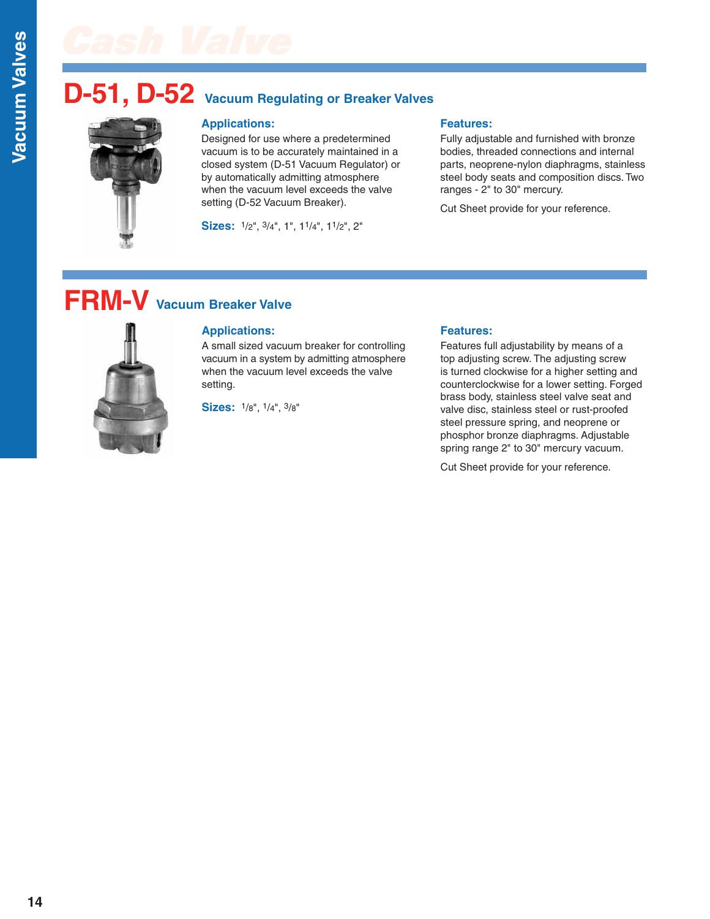# D-51, D-52 Vacuum Regulating or Breaker Valves

### Applications:

Designed for use where a predetermined vacuum is to be accurately maintained in a closed system (D-51 Vacuum Regulator) or by automatically admitting atmosphere when the vacuum level exceeds the valve setting (D-52 Vacuum Breaker).

**Sizes:** 1/2", 3/4", 1", 1 1/4", 1 1/2", 2"

### Features:

Fully adjustable and furnished with bronze bodies, threaded connections and internal parts, neoprene-nylon diaphragms, stainless steel body seats and composition discs. Two ranges - 2" to 30" mercury.

Cut Sheet provide for your reference.

# FRM-V Vacuum Breaker Valve

### Applications:

A small sized vacuum breaker for controlling vacuum in a system by admitting atmosphere when the vacuum level exceeds the valve setting.

**Sizes:** 1/8", 1/4", 3/8"

### Features:

Features full adjustability by means of a top adjusting screw. The adjusting screw is turned clockwise for a higher setting and counterclockwise for a lower setting. Forged brass body, stainless steel valve seat and valve disc, stainless steel or rust-proofed steel pressure spring, and neoprene or phosphor bronze diaphragms. Adjustable spring range 2" to 30" mercury vacuum.

Cut Sheet provide for your reference.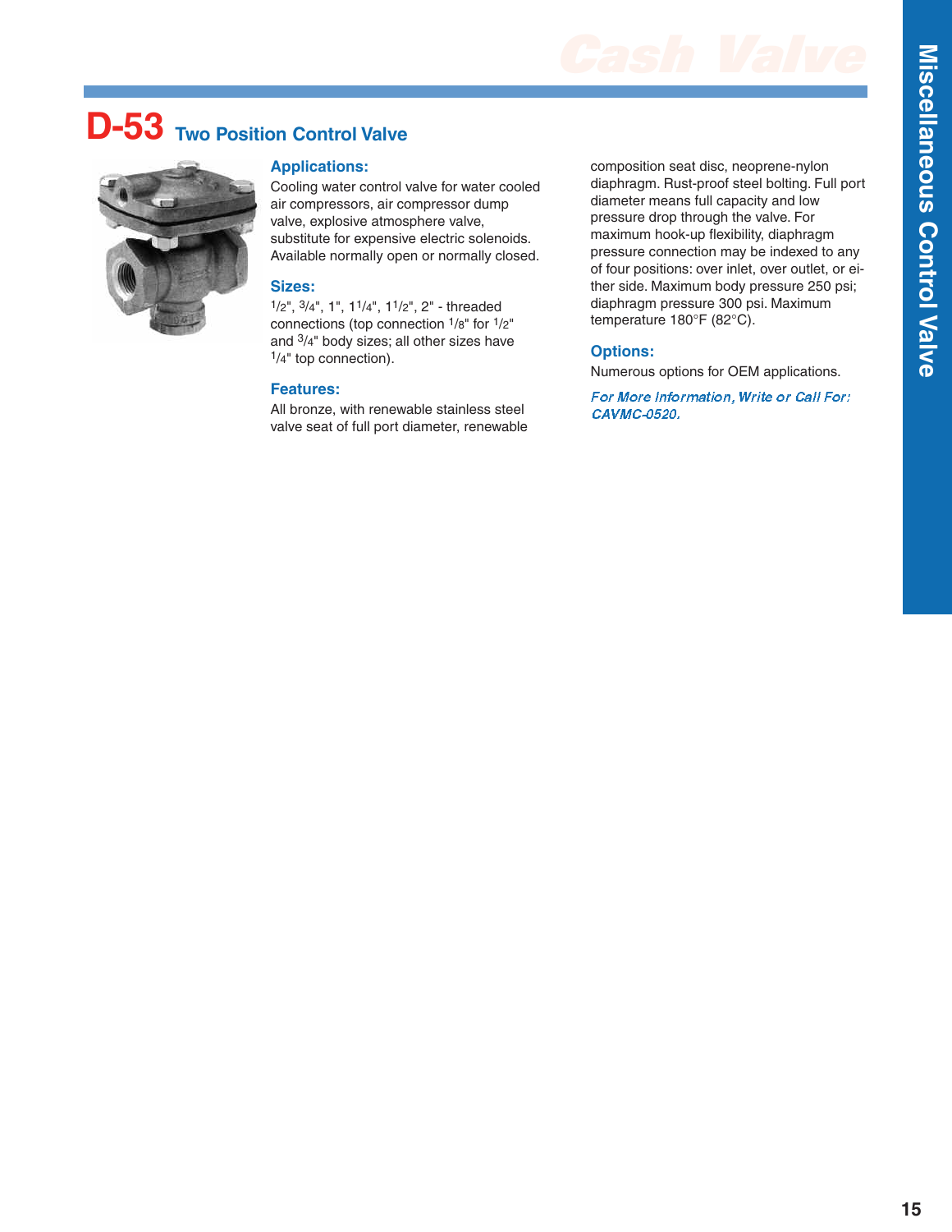# D-53 Two Position Control Valve

### Applications:

Cooling water control valve for water cooled air compressors, air compressor dump valve, explosive atmosphere valve, substitute for expensive electric solenoids. Available normally open or normally closed.

### Sizes:

1/2", 3/4", 1", 1 1/4", 1 1/2", 2" - threaded connections (top connection 1/8" for 1/2" and 3/4" body sizes; all other sizes have 1/4" top connection).

### Features:

All bronze, with renewable stainless steel valve seat of full port diameter, renewable composition seat disc, neoprene-nylon diaphragm. Rust-proof steel bolting. Full port diameter means full capacity and low pressure drop through the valve. For maximum hook-up flexibility, diaphragm pressure connection may be indexed to any of four positions: over inlet, over outlet, or either side. Maximum body pressure 250 psi; diaphragm pressure 300 psi. Maximum temperature 180°F (82°C).

### Options:

Numerous options for OEM applications.

*For More Information, Write or Call For: CAVMC-0520.*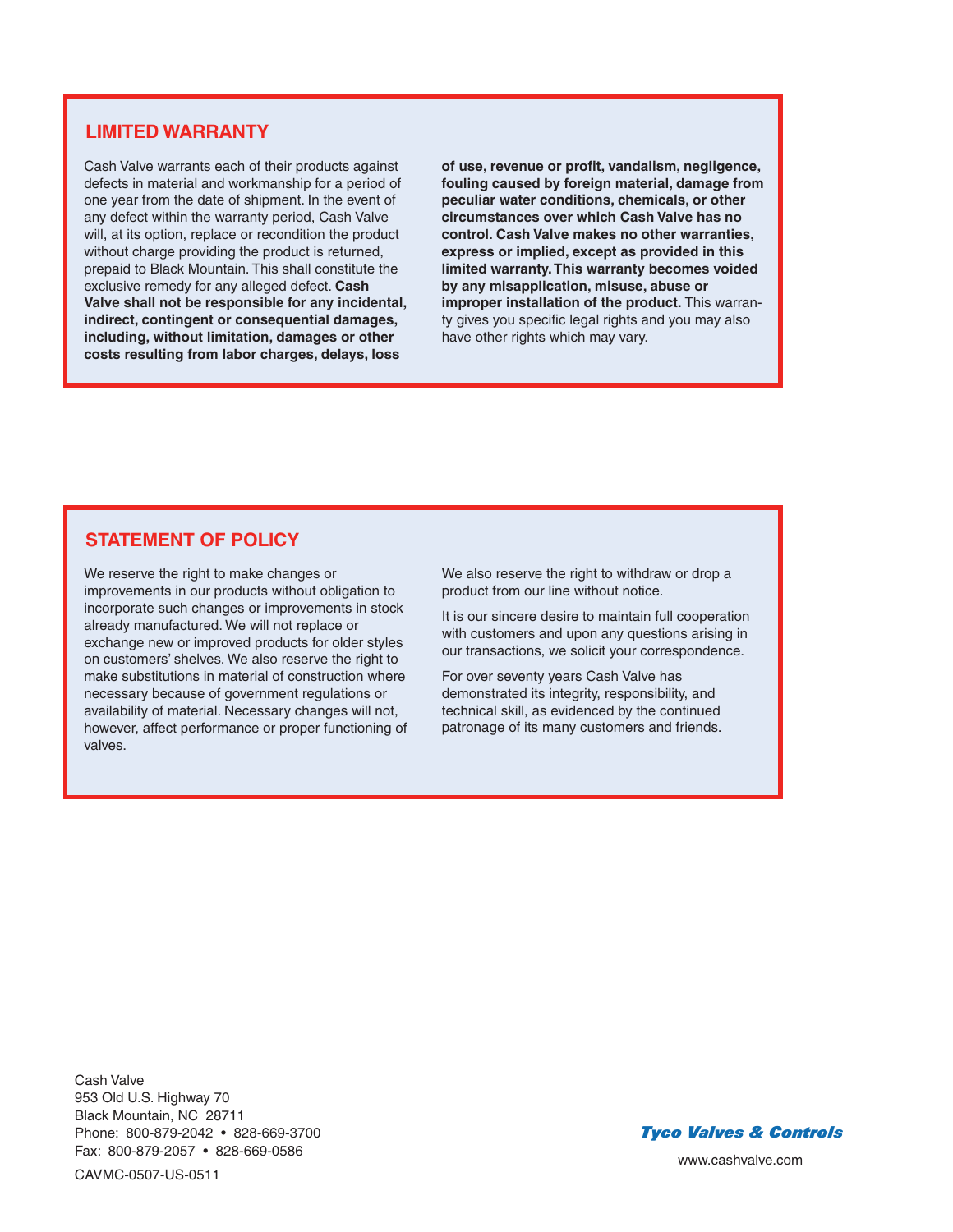## LIMITED WARRANTY

Cash Valve warrants each of their products against defects in material and workmanship for a period of one year from the date of shipment. In the event of any defect within the warranty period, Cash Valve will, at its option, replace or recondition the product without charge providing the product is returned, prepaid to Black Mountain. This shall constitute the exclusive remedy for any alleged defect. **Cash Valve shall not be responsible for any incidental, indirect, contingent or consequential damages, including, without limitation, damages or other costs resulting from labor charges, delays, loss of use, revenue or profit, vandalism, negligence, fouling caused by foreign material, damage from peculiar water conditions, chemicals, or other circumstances over which Cash Valve has no control. Cash Valve makes no other warranties, express or implied, except as provided in this limited warranty. This warranty becomes voided by any misapplication, misuse, abuse or improper installation of the product.** This warranty gives you specific legal rights and you may also have other rights which may vary.

## STATEMENT OF POLICY

We reserve the right to make changes or improvements in our products without obligation to incorporate such changes or improvements in stock already manufactured. We will not replace or exchange new or improved products for older styles on customers' shelves. We also reserve the right to make substitutions in material of construction where necessary because of government regulations or availability of material. Necessary changes will not, however, affect performance or proper functioning of valves.

We also reserve the right to withdraw or drop a product from our line without notice.

It is our sincere desire to maintain full cooperation with customers and upon any questions arising in our transactions, we solicit your correspondence.

For over seventy years Cash Valve has demonstrated its integrity, responsibility, and technical skill, as evidenced by the continued patronage of its many customers and friends.

Cash Valve
953 Old U.S. Highway 70
Black Mountain, NC 28711
Phone: 800-879-2042 • 828-669-3700
Fax: 800-879-2057 • 828-669-0586

CAVMC-0507-US-0511

***Tyco Valves & Controls***

www.cashvalve.com